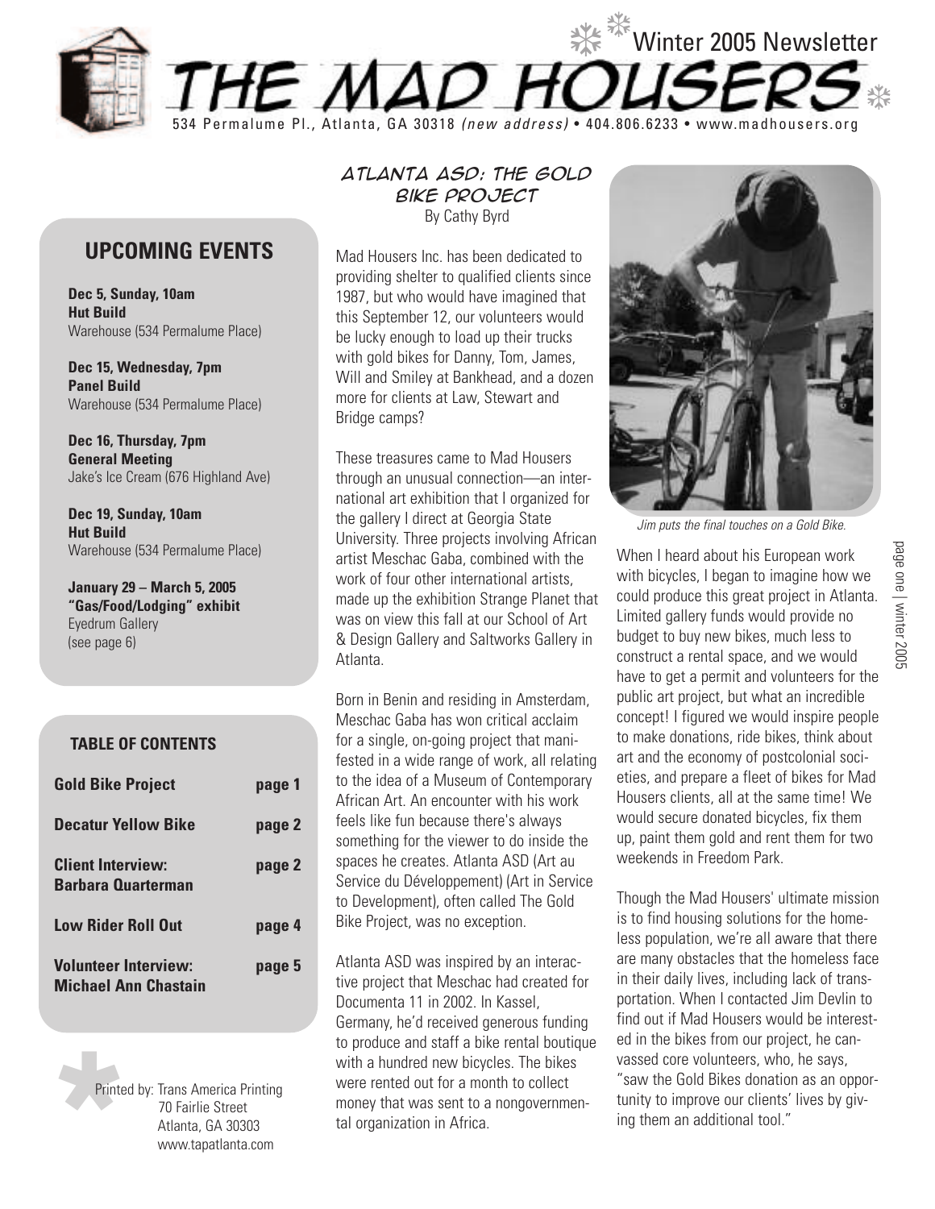# THE MAD HOUSERS

Winter 2005 Newsletter

534 Permalume Pl., Atlanta, GA 30318 *(new address)* • 404.806.6233 • www.madhousers.org

## UPCOMING EVENTS

**Dec 5, Sunday, 10am**
**Hut Build**
Warehouse (534 Permalume Place)

**Dec 15, Wednesday, 7pm**
**Panel Build**
Warehouse (534 Permalume Place)

**Dec 16, Thursday, 7pm**
**General Meeting**
Jake's Ice Cream (676 Highland Ave)

**Dec 19, Sunday, 10am**
**Hut Build**
Warehouse (534 Permalume Place)

**January 29 – March 5, 2005**
**"Gas/Food/Lodging" exhibit**
Eyedrum Gallery
(see page 6)

### TABLE OF CONTENTS

| | |
|---|---|
| **Gold Bike Project** | **page 1** |
| **Decatur Yellow Bike** | **page 2** |
| **Client Interview: Barbara Quarterman** | **page 2** |
| **Low Rider Roll Out** | **page 4** |
| **Volunteer Interview: Michael Ann Chastain** | **page 5** |

Printed by: Trans America Printing
70 Fairlie Street
Atlanta, GA 30303
www.tapatlanta.com

## ATLANTA ASD: THE GOLD BIKE PROJECT

By Cathy Byrd

Mad Housers Inc. has been dedicated to providing shelter to qualified clients since 1987, but who would have imagined that this September 12, our volunteers would be lucky enough to load up their trucks with gold bikes for Danny, Tom, James, Will and Smiley at Bankhead, and a dozen more for clients at Law, Stewart and Bridge camps?

These treasures came to Mad Housers through an unusual connection—an international art exhibition that I organized for the gallery I direct at Georgia State University. Three projects involving African artist Meschac Gaba, combined with the work of four other international artists, made up the exhibition Strange Planet that was on view this fall at our School of Art & Design Gallery and Saltworks Gallery in Atlanta.

Born in Benin and residing in Amsterdam, Meschac Gaba has won critical acclaim for a single, on-going project that manifested in a wide range of work, all relating to the idea of a Museum of Contemporary African Art. An encounter with his work feels like fun because there's always something for the viewer to do inside the spaces he creates. Atlanta ASD (Art au Service du Développement) (Art in Service to Development), often called The Gold Bike Project, was no exception.

Atlanta ASD was inspired by an interactive project that Meschac had created for Documenta 11 in 2002. In Kassel, Germany, he'd received generous funding to produce and staff a bike rental boutique with a hundred new bicycles. The bikes were rented out for a month to collect money that was sent to a nongovernmental organization in Africa.

*Jim puts the final touches on a Gold Bike.*

When I heard about his European work with bicycles, I began to imagine how we could produce this great project in Atlanta. Limited gallery funds would provide no budget to buy new bikes, much less to construct a rental space, and we would have to get a permit and volunteers for the public art project, but what an incredible concept! I figured we would inspire people to make donations, ride bikes, think about art and the economy of postcolonial societies, and prepare a fleet of bikes for Mad Housers clients, all at the same time! We would secure donated bicycles, fix them up, paint them gold and rent them for two weekends in Freedom Park.

Though the Mad Housers' ultimate mission is to find housing solutions for the homeless population, we're all aware that there are many obstacles that the homeless face in their daily lives, including lack of transportation. When I contacted Jim Devlin to find out if Mad Housers would be interested in the bikes from our project, he canvassed core volunteers, who, he says, "saw the Gold Bikes donation as an opportunity to improve our clients' lives by giving them an additional tool."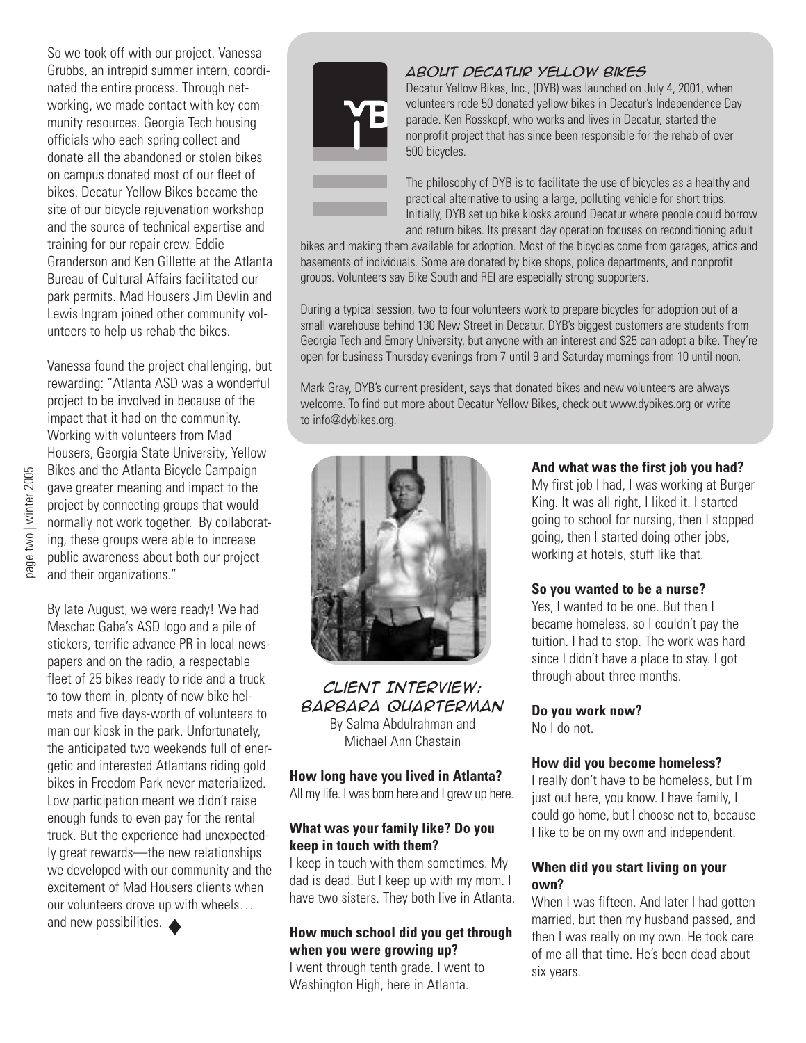So we took off with our project. Vanessa Grubbs, an intrepid summer intern, coordinated the entire process. Through networking, we made contact with key community resources. Georgia Tech housing officials who each spring collect and donate all the abandoned or stolen bikes on campus donated most of our fleet of bikes. Decatur Yellow Bikes became the site of our bicycle rejuvenation workshop and the source of technical expertise and training for our repair crew. Eddie Granderson and Ken Gillette at the Atlanta Bureau of Cultural Affairs facilitated our park permits. Mad Housers Jim Devlin and Lewis Ingram joined other community volunteers to help us rehab the bikes.

Vanessa found the project challenging, but rewarding: "Atlanta ASD was a wonderful project to be involved in because of the impact that it had on the community. Working with volunteers from Mad Housers, Georgia State University, Yellow Bikes and the Atlanta Bicycle Campaign gave greater meaning and impact to the project by connecting groups that would normally not work together. By collaborating, these groups were able to increase public awareness about both our project and their organizations."

By late August, we were ready! We had Meschac Gaba's ASD logo and a pile of stickers, terrific advance PR in local newspapers and on the radio, a respectable fleet of 25 bikes ready to ride and a truck to tow them in, plenty of new bike helmets and five days-worth of volunteers to man our kiosk in the park. Unfortunately, the anticipated two weekends full of energetic and interested Atlantans riding gold bikes in Freedom Park never materialized. Low participation meant we didn't raise enough funds to even pay for the rental truck. But the experience had unexpectedly great rewards—the new relationships we developed with our community and the excitement of Mad Housers clients when our volunteers drove up with wheels… and new possibilities. ◆

## About Decatur Yellow Bikes

Decatur Yellow Bikes, Inc., (DYB) was launched on July 4, 2001, when volunteers rode 50 donated yellow bikes in Decatur's Independence Day parade. Ken Rosskopf, who works and lives in Decatur, started the nonprofit project that has since been responsible for the rehab of over 500 bicycles.

The philosophy of DYB is to facilitate the use of bicycles as a healthy and practical alternative to using a large, polluting vehicle for short trips. Initially, DYB set up bike kiosks around Decatur where people could borrow and return bikes. Its present day operation focuses on reconditioning adult bikes and making them available for adoption. Most of the bicycles come from garages, attics and basements of individuals. Some are donated by bike shops, police departments, and nonprofit groups. Volunteers say Bike South and REI are especially strong supporters.

During a typical session, two to four volunteers work to prepare bicycles for adoption out of a small warehouse behind 130 New Street in Decatur. DYB's biggest customers are students from Georgia Tech and Emory University, but anyone with an interest and $25 can adopt a bike. They're open for business Thursday evenings from 7 until 9 and Saturday mornings from 10 until noon.

Mark Gray, DYB's current president, says that donated bikes and new volunteers are always welcome. To find out more about Decatur Yellow Bikes, check out www.dybikes.org or write to info@dybikes.org.

## Client Interview: Barbara Quarterman

By Salma Abdulrahman and Michael Ann Chastain

**How long have you lived in Atlanta?**
All my life. I was born here and I grew up here.

**What was your family like? Do you keep in touch with them?**
I keep in touch with them sometimes. My dad is dead. But I keep up with my mom. I have two sisters. They both live in Atlanta.

**How much school did you get through when you were growing up?**
I went through tenth grade. I went to Washington High, here in Atlanta.

**And what was the first job you had?**
My first job I had, I was working at Burger King. It was all right, I liked it. I started going to school for nursing, then I stopped going, then I started doing other jobs, working at hotels, stuff like that.

**So you wanted to be a nurse?**
Yes, I wanted to be one. But then I became homeless, so I couldn't pay the tuition. I had to stop. The work was hard since I didn't have a place to stay. I got through about three months.

**Do you work now?**
No I do not.

**How did you become homeless?**
I really don't have to be homeless, but I'm just out here, you know. I have family, I could go home, but I choose not to, because I like to be on my own and independent.

**When did you start living on your own?**
When I was fifteen. And later I had gotten married, but then my husband passed, and then I was really on my own. He took care of me all that time. He's been dead about six years.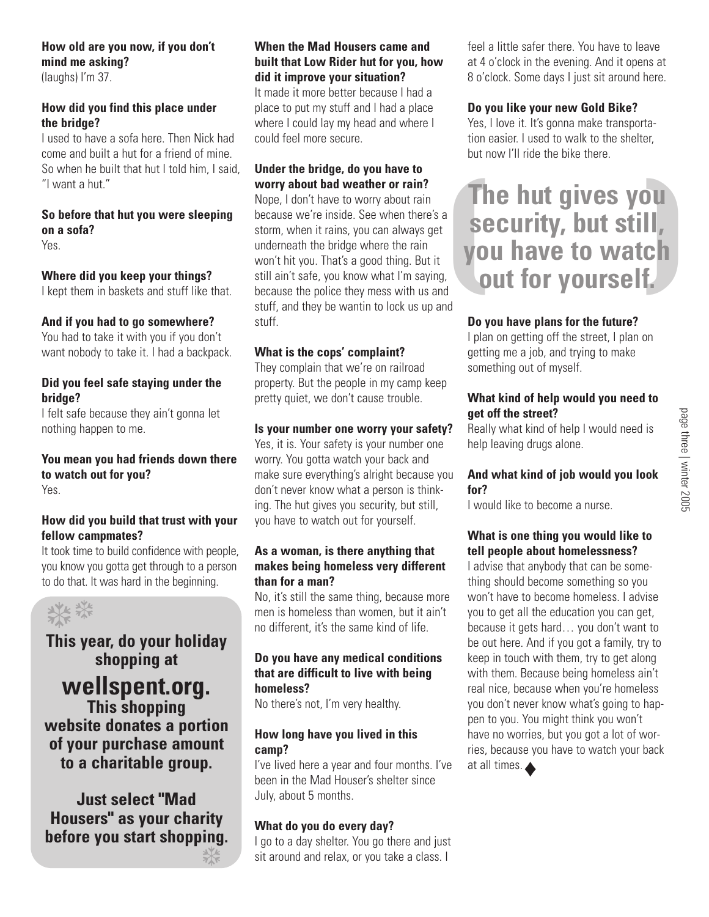**How old are you now, if you don't mind me asking?**
(laughs) I'm 37.

**How did you find this place under the bridge?**
I used to have a sofa here. Then Nick had come and built a hut for a friend of mine. So when he built that hut I told him, I said, "I want a hut."

**So before that hut you were sleeping on a sofa?**
Yes.

**Where did you keep your things?**
I kept them in baskets and stuff like that.

**And if you had to go somewhere?**
You had to take it with you if you don't want nobody to take it. I had a backpack.

**Did you feel safe staying under the bridge?**
I felt safe because they ain't gonna let nothing happen to me.

**You mean you had friends down there to watch out for you?**
Yes.

**How did you build that trust with your fellow campmates?**
It took time to build confidence with people, you know you gotta get through to a person to do that. It was hard in the beginning.

**This year, do your holiday shopping at**

**wellspent.org.**

**This shopping website donates a portion of your purchase amount to a charitable group.**

**Just select "Mad Housers" as your charity before you start shopping.**

**When the Mad Housers came and built that Low Rider hut for you, how did it improve your situation?**
It made it more better because I had a place to put my stuff and I had a place where I could lay my head and where I could feel more secure.

**Under the bridge, do you have to worry about bad weather or rain?**
Nope, I don't have to worry about rain because we're inside. See when there's a storm, when it rains, you can always get underneath the bridge where the rain won't hit you. That's a good thing. But it still ain't safe, you know what I'm saying, because the police they mess with us and stuff, and they be wantin to lock us up and stuff.

**What is the cops' complaint?**
They complain that we're on railroad property. But the people in my camp keep pretty quiet, we don't cause trouble.

**Is your number one worry your safety?**
Yes, it is. Your safety is your number one worry. You gotta watch your back and make sure everything's alright because you don't never know what a person is thinking. The hut gives you security, but still, you have to watch out for yourself.

**As a woman, is there anything that makes being homeless very different than for a man?**
No, it's still the same thing, because more men is homeless than women, but it ain't no different, it's the same kind of life.

**Do you have any medical conditions that are difficult to live with being homeless?**
No there's not, I'm very healthy.

**How long have you lived in this camp?**
I've lived here a year and four months. I've been in the Mad Houser's shelter since July, about 5 months.

**What do you do every day?**
I go to a day shelter. You go there and just sit around and relax, or you take a class. I feel a little safer there. You have to leave at 4 o'clock in the evening. And it opens at 8 o'clock. Some days I just sit around here.

**Do you like your new Gold Bike?**
Yes, I love it. It's gonna make transportation easier. I used to walk to the shelter, but now I'll ride the bike there.

> **The hut gives you security, but still, you have to watch out for yourself.**

**Do you have plans for the future?**
I plan on getting off the street, I plan on getting me a job, and trying to make something out of myself.

**What kind of help would you need to get off the street?**
Really what kind of help I would need is help leaving drugs alone.

**And what kind of job would you look for?**
I would like to become a nurse.

**What is one thing you would like to tell people about homelessness?**
I advise that anybody that can be something should become something so you won't have to become homeless. I advise you to get all the education you can get, because it gets hard… you don't want to be out here. And if you got a family, try to keep in touch with them, try to get along with them. Because being homeless ain't real nice, because when you're homeless you don't never know what's going to happen to you. You might think you won't have no worries, but you got a lot of worries, because you have to watch your back at all times. ♦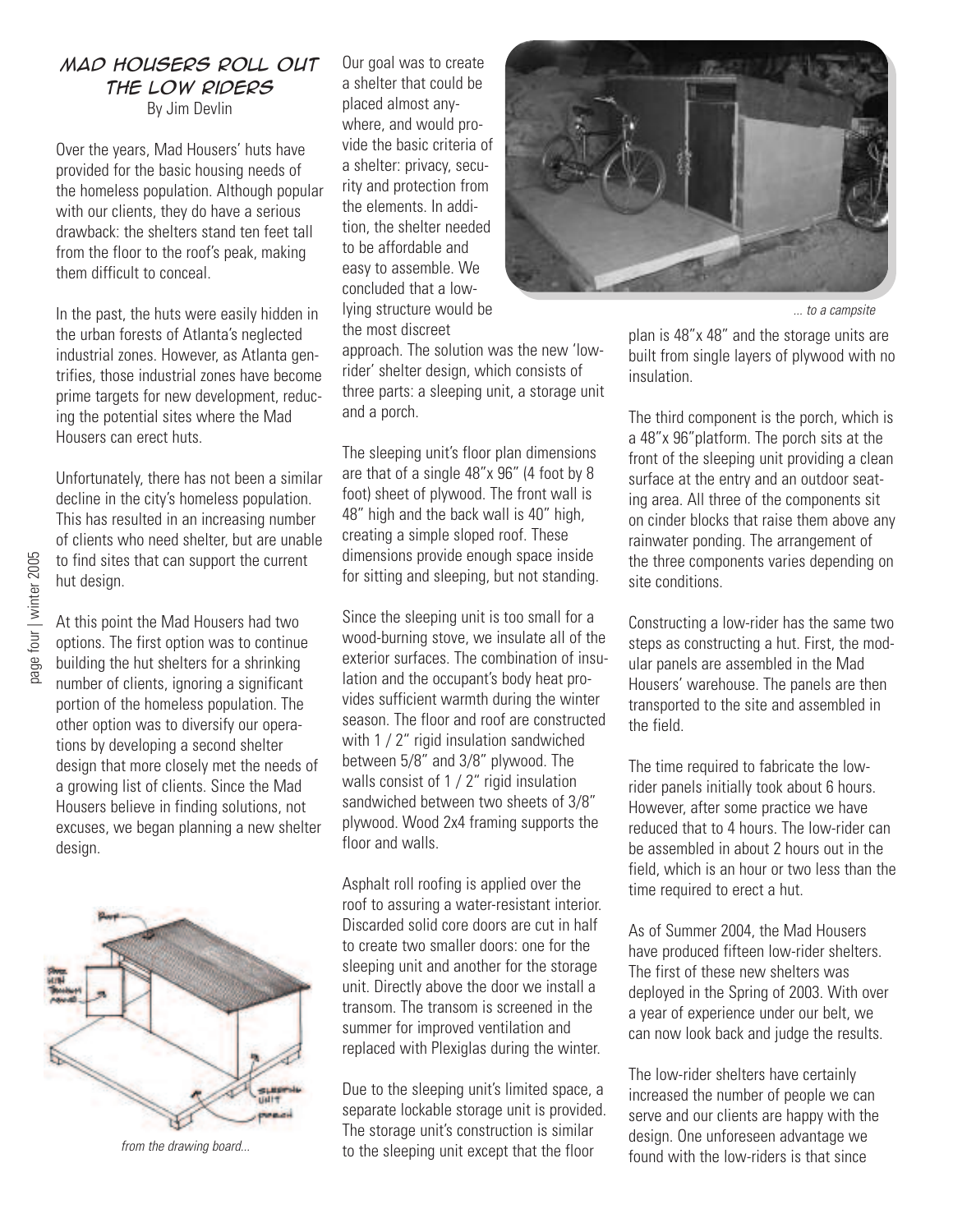# MAD HOUSERS ROLL OUT THE LOW RIDERS

By Jim Devlin

Over the years, Mad Housers' huts have provided for the basic housing needs of the homeless population. Although popular with our clients, they do have a serious drawback: the shelters stand ten feet tall from the floor to the roof's peak, making them difficult to conceal.

In the past, the huts were easily hidden in the urban forests of Atlanta's neglected industrial zones. However, as Atlanta gentrifies, those industrial zones have become prime targets for new development, reducing the potential sites where the Mad Housers can erect huts.

Unfortunately, there has not been a similar decline in the city's homeless population. This has resulted in an increasing number of clients who need shelter, but are unable to find sites that can support the current hut design.

At this point the Mad Housers had two options. The first option was to continue building the hut shelters for a shrinking number of clients, ignoring a significant portion of the homeless population. The other option was to diversify our operations by developing a second shelter design that more closely met the needs of a growing list of clients. Since the Mad Housers believe in finding solutions, not excuses, we began planning a new shelter design.

*from the drawing board...*

Our goal was to create a shelter that could be placed almost anywhere, and would provide the basic criteria of a shelter: privacy, security and protection from the elements. In addition, the shelter needed to be affordable and easy to assemble. We concluded that a low-lying structure would be the most discreet approach. The solution was the new 'low-rider' shelter design, which consists of three parts: a sleeping unit, a storage unit and a porch.

The sleeping unit's floor plan dimensions are that of a single 48"x 96" (4 foot by 8 foot) sheet of plywood. The front wall is 48" high and the back wall is 40" high, creating a simple sloped roof. These dimensions provide enough space inside for sitting and sleeping, but not standing.

Since the sleeping unit is too small for a wood-burning stove, we insulate all of the exterior surfaces. The combination of insulation and the occupant's body heat provides sufficient warmth during the winter season. The floor and roof are constructed with 1 / 2" rigid insulation sandwiched between 5/8" and 3/8" plywood. The walls consist of 1 / 2" rigid insulation sandwiched between two sheets of 3/8" plywood. Wood 2x4 framing supports the floor and walls.

Asphalt roll roofing is applied over the roof to assuring a water-resistant interior. Discarded solid core doors are cut in half to create two smaller doors: one for the sleeping unit and another for the storage unit. Directly above the door we install a transom. The transom is screened in the summer for improved ventilation and replaced with Plexiglas during the winter.

Due to the sleeping unit's limited space, a separate lockable storage unit is provided. The storage unit's construction is similar to the sleeping unit except that the floor plan is 48"x 48" and the storage units are built from single layers of plywood with no insulation.

*... to a campsite*

The third component is the porch, which is a 48"x 96"platform. The porch sits at the front of the sleeping unit providing a clean surface at the entry and an outdoor seating area. All three of the components sit on cinder blocks that raise them above any rainwater ponding. The arrangement of the three components varies depending on site conditions.

Constructing a low-rider has the same two steps as constructing a hut. First, the modular panels are assembled in the Mad Housers' warehouse. The panels are then transported to the site and assembled in the field.

The time required to fabricate the low-rider panels initially took about 6 hours. However, after some practice we have reduced that to 4 hours. The low-rider can be assembled in about 2 hours out in the field, which is an hour or two less than the time required to erect a hut.

As of Summer 2004, the Mad Housers have produced fifteen low-rider shelters. The first of these new shelters was deployed in the Spring of 2003. With over a year of experience under our belt, we can now look back and judge the results.

The low-rider shelters have certainly increased the number of people we can serve and our clients are happy with the design. One unforeseen advantage we found with the low-riders is that since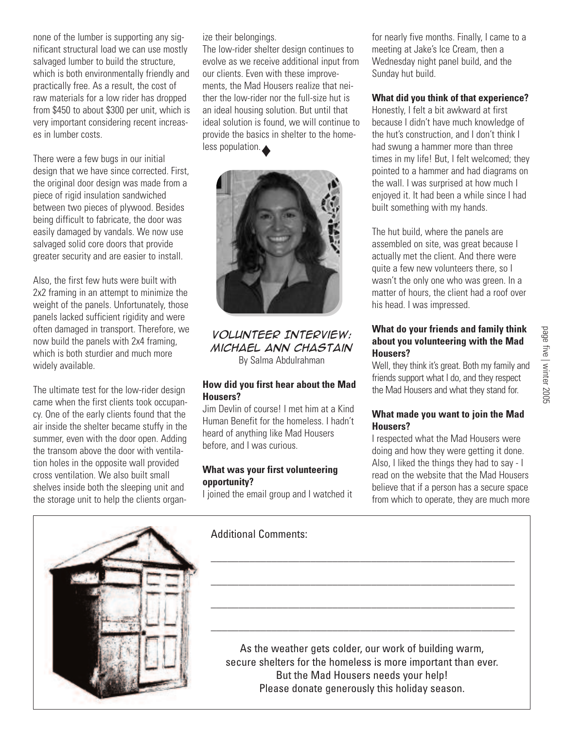none of the lumber is supporting any significant structural load we can use mostly salvaged lumber to build the structure, which is both environmentally friendly and practically free. As a result, the cost of raw materials for a low rider has dropped from $450 to about $300 per unit, which is very important considering recent increases in lumber costs.

There were a few bugs in our initial design that we have since corrected. First, the original door design was made from a piece of rigid insulation sandwiched between two pieces of plywood. Besides being difficult to fabricate, the door was easily damaged by vandals. We now use salvaged solid core doors that provide greater security and are easier to install.

Also, the first few huts were built with 2x2 framing in an attempt to minimize the weight of the panels. Unfortunately, those panels lacked sufficient rigidity and were often damaged in transport. Therefore, we now build the panels with 2x4 framing, which is both sturdier and much more widely available.

The ultimate test for the low-rider design came when the first clients took occupancy. One of the early clients found that the air inside the shelter became stuffy in the summer, even with the door open. Adding the transom above the door with ventilation holes in the opposite wall provided cross ventilation. We also built small shelves inside both the sleeping unit and the storage unit to help the clients organize their belongings.

The low-rider shelter design continues to evolve as we receive additional input from our clients. Even with these improvements, the Mad Housers realize that neither the low-rider nor the full-size hut is an ideal housing solution. But until that ideal solution is found, we will continue to provide the basics in shelter to the homeless population. ♦

## Volunteer Interview: Michael Ann Chastain

By Salma Abdulrahman

**How did you first hear about the Mad Housers?**

Jim Devlin of course! I met him at a Kind Human Benefit for the homeless. I hadn't heard of anything like Mad Housers before, and I was curious.

**What was your first volunteering opportunity?**

I joined the email group and I watched it for nearly five months. Finally, I came to a meeting at Jake's Ice Cream, then a Wednesday night panel build, and the Sunday hut build.

**What did you think of that experience?**

Honestly, I felt a bit awkward at first because I didn't have much knowledge of the hut's construction, and I don't think I had swung a hammer more than three times in my life! But, I felt welcomed; they pointed to a hammer and had diagrams on the wall. I was surprised at how much I enjoyed it. It had been a while since I had built something with my hands.

The hut build, where the panels are assembled on site, was great because I actually met the client. And there were quite a few new volunteers there, so I wasn't the only one who was green. In a matter of hours, the client had a roof over his head. I was impressed.

**What do your friends and family think about you volunteering with the Mad Housers?**

Well, they think it's great. Both my family and friends support what I do, and they respect the Mad Housers and what they stand for.

**What made you want to join the Mad Housers?**

I respected what the Mad Housers were doing and how they were getting it done. Also, I liked the things they had to say - I read on the website that the Mad Housers believe that if a person has a secure space from which to operate, they are much more

---

Additional Comments:

\_\_\_\_\_\_\_\_\_\_\_\_\_\_\_\_\_\_\_\_\_\_\_\_\_\_\_\_\_\_\_\_\_\_\_\_\_\_\_\_\_\_\_\_\_\_\_\_\_\_\_\_\_\_

\_\_\_\_\_\_\_\_\_\_\_\_\_\_\_\_\_\_\_\_\_\_\_\_\_\_\_\_\_\_\_\_\_\_\_\_\_\_\_\_\_\_\_\_\_\_\_\_\_\_\_\_\_\_

\_\_\_\_\_\_\_\_\_\_\_\_\_\_\_\_\_\_\_\_\_\_\_\_\_\_\_\_\_\_\_\_\_\_\_\_\_\_\_\_\_\_\_\_\_\_\_\_\_\_\_\_\_\_

\_\_\_\_\_\_\_\_\_\_\_\_\_\_\_\_\_\_\_\_\_\_\_\_\_\_\_\_\_\_\_\_\_\_\_\_\_\_\_\_\_\_\_\_\_\_\_\_\_\_\_\_\_\_

As the weather gets colder, our work of building warm, secure shelters for the homeless is more important than ever.
But the Mad Housers needs your help!
Please donate generously this holiday season.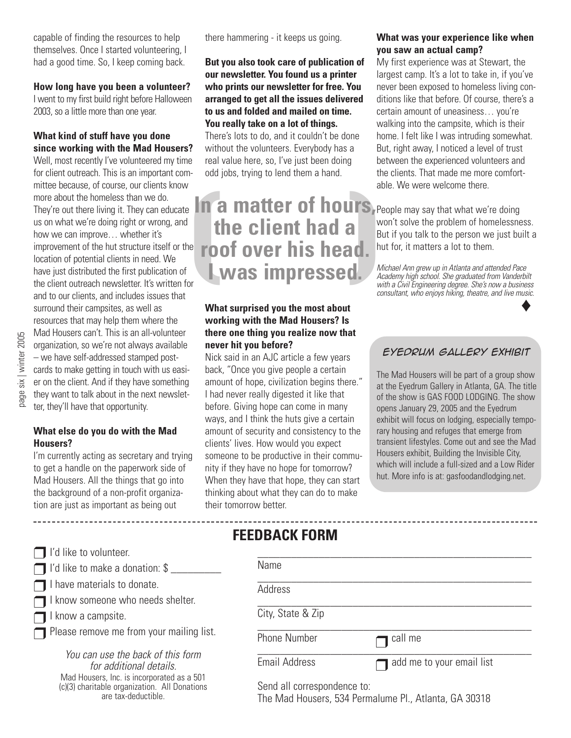capable of finding the resources to help themselves. Once I started volunteering, I had a good time. So, I keep coming back.

**How long have you been a volunteer?**
I went to my first build right before Halloween 2003, so a little more than one year.

**What kind of stuff have you done since working with the Mad Housers?**
Well, most recently I've volunteered my time for client outreach. This is an important committee because, of course, our clients know more about the homeless than we do. They're out there living it. They can educate us on what we're doing right or wrong, and how we can improve… whether it's improvement of the hut structure itself or the location of potential clients in need. We have just distributed the first publication of the client outreach newsletter. It's written for and to our clients, and includes issues that surround their campsites, as well as resources that may help them where the Mad Housers can't. This is an all-volunteer organization, so we're not always available – we have self-addressed stamped postcards to make getting in touch with us easier on the client. And if they have something they want to talk about in the next newsletter, they'll have that opportunity.

**What else do you do with the Mad Housers?**
I'm currently acting as secretary and trying to get a handle on the paperwork side of Mad Housers. All the things that go into the background of a non-profit organization are just as important as being out there hammering - it keeps us going.

**But you also took care of publication of our newsletter. You found us a printer who prints our newsletter for free. You arranged to get all the issues delivered to us and folded and mailed on time. You really take on a lot of things.**
There's lots to do, and it couldn't be done without the volunteers. Everybody has a real value here, so, I've just been doing odd jobs, trying to lend them a hand.

**In a matter of hours, the client had a roof over his head. I was impressed.**

**What surprised you the most about working with the Mad Housers? Is there one thing you realize now that never hit you before?**
Nick said in an AJC article a few years back, "Once you give people a certain amount of hope, civilization begins there." I had never really digested it like that before. Giving hope can come in many ways, and I think the huts give a certain amount of security and consistency to the clients' lives. How would you expect someone to be productive in their community if they have no hope for tomorrow? When they have that hope, they can start thinking about what they can do to make their tomorrow better.

**What was your experience like when you saw an actual camp?**
My first experience was at Stewart, the largest camp. It's a lot to take in, if you've never been exposed to homeless living conditions like that before. Of course, there's a certain amount of uneasiness… you're walking into the campsite, which is their home. I felt like I was intruding somewhat. But, right away, I noticed a level of trust between the experienced volunteers and the clients. That made me more comfortable. We were welcome there.

People may say that what we're doing won't solve the problem of homelessness. But if you talk to the person we just built a hut for, it matters a lot to them.

*Michael Ann grew up in Atlanta and attended Pace Academy high school. She graduated from Vanderbilt with a Civil Engineering degree. She's now a business consultant, who enjoys hiking, theatre, and live music.*

## Eyedrum Gallery Exhibit

The Mad Housers will be part of a group show at the Eyedrum Gallery in Atlanta, GA. The title of the show is GAS FOOD LODGING. The show opens January 29, 2005 and the Eyedrum exhibit will focus on lodging, especially temporary housing and refuges that emerge from transient lifestyles. Come out and see the Mad Housers exhibit, Building the Invisible City, which will include a full-sized and a Low Rider hut. More info is at: gasfoodandlodging.net.

## FEEDBACK FORM

- ☐ I'd like to volunteer.
- ☐ I'd like to make a donation: $ __________
- ☐ I have materials to donate.
- ☐ I know someone who needs shelter.
- ☐ I know a campsite.
- ☐ Please remove me from your mailing list.

*You can use the back of this form for additional details.*

Mad Housers, Inc. is incorporated as a 501 (c)(3) charitable organization. All Donations are tax-deductible.

Name ____________________

Address ____________________

City, State & Zip ____________________

Phone Number ____________________ ☐ call me

Email Address ____________________ ☐ add me to your email list

Send all correspondence to:
The Mad Housers, 534 Permalume Pl., Atlanta, GA 30318